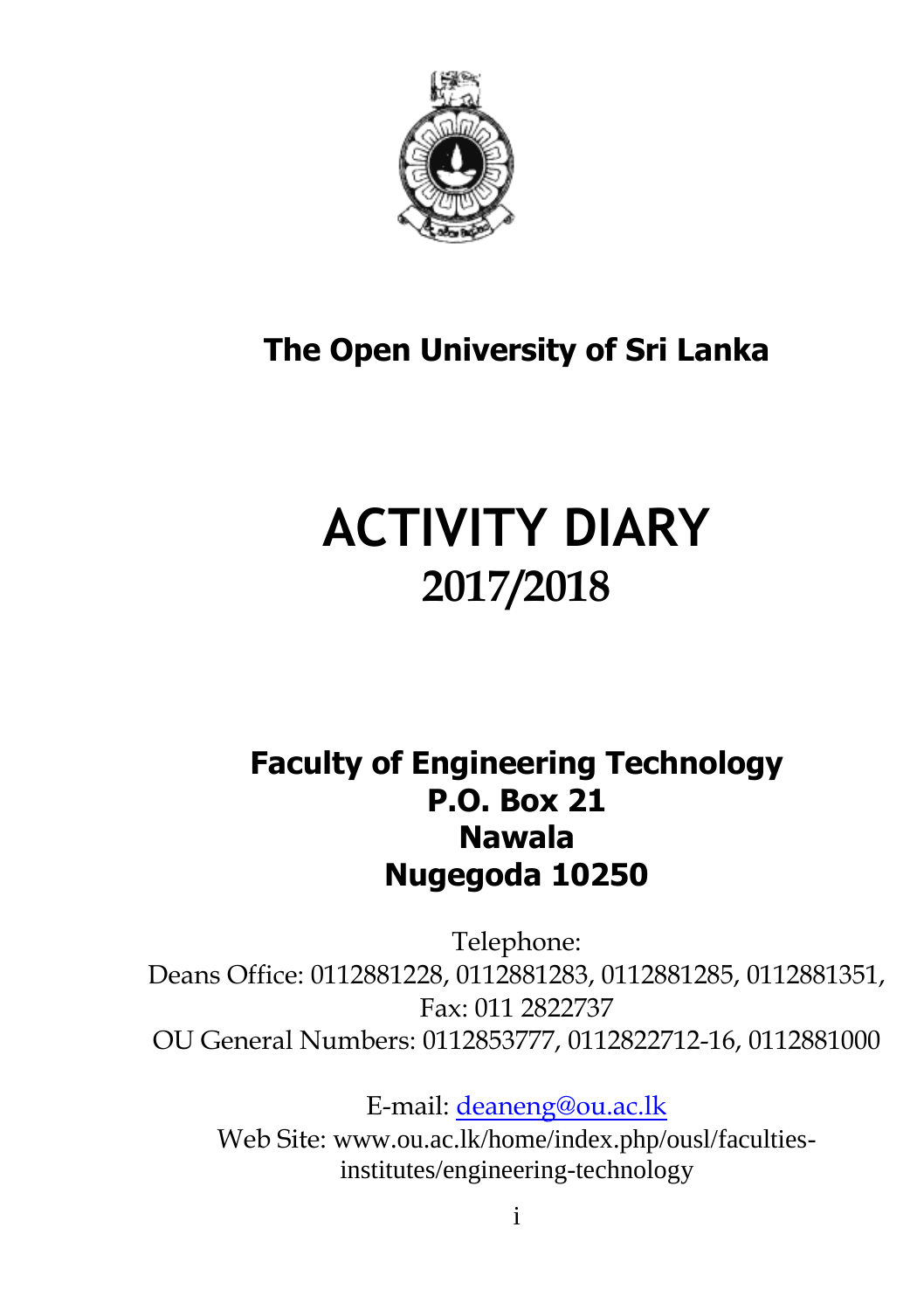**The Open University of Sri Lanka**

# ACTIVITY DIARY
## 2017/2018

**Faculty of Engineering Technology**
**P.O. Box 21**
**Nawala**
**Nugegoda 10250**

Telephone:
Deans Office: 0112881228, 0112881283, 0112881285, 0112881351,
Fax: 011 2822737
OU General Numbers: 0112853777, 0112822712-16, 0112881000

E-mail: deaneng@ou.ac.lk
Web Site: www.ou.ac.lk/home/index.php/ousl/faculties-institutes/engineering-technology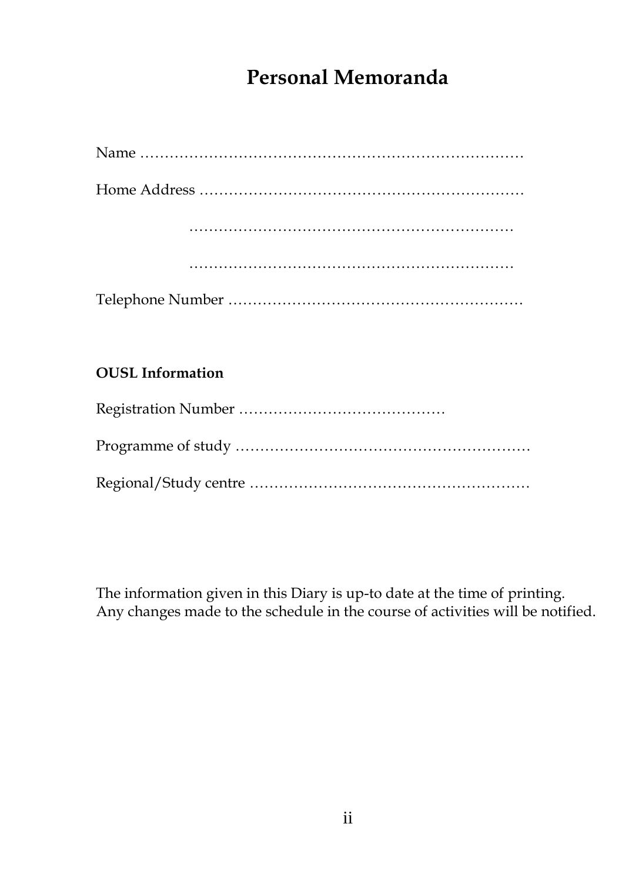# Personal Memoranda

Name …………………………………………………………………

Home Address ……………………………………………………….

………………………………………………………..

………………………………………………………..

Telephone Number ………………………………………………….

**OUSL Information**

Registration Number …………………………………….

Programme of study ………………………………………………….

Regional/Study centre ……………………………………………….

The information given in this Diary is up-to date at the time of printing.
Any changes made to the schedule in the course of activities will be notified.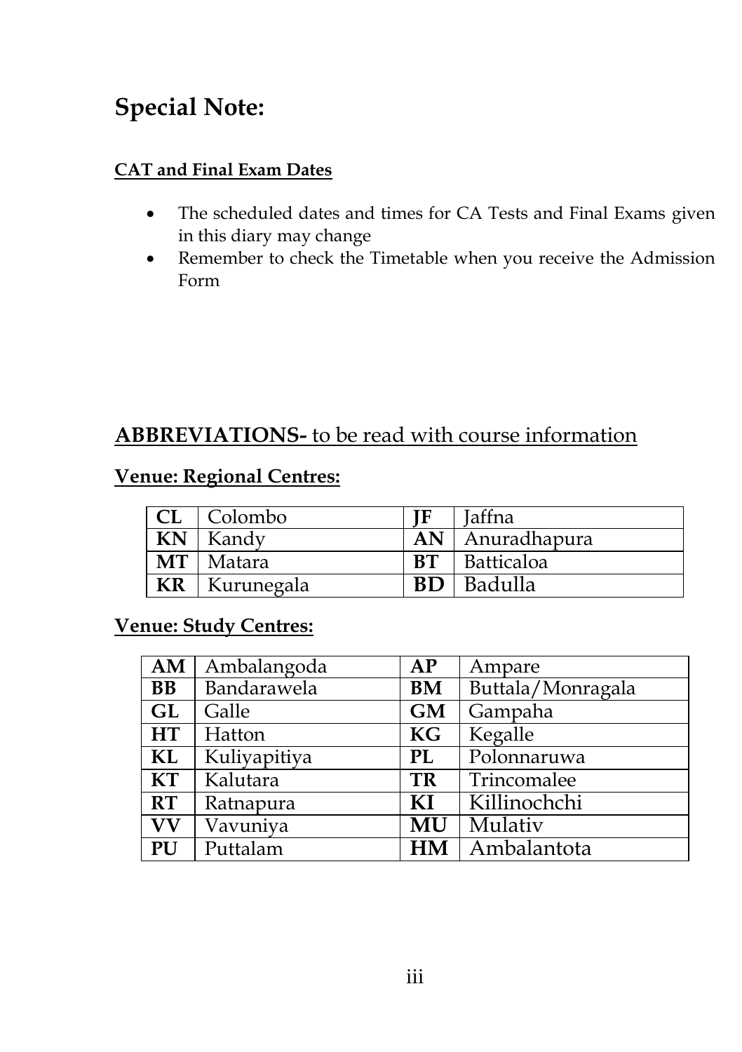# Special Note:

**CAT and Final Exam Dates**

- The scheduled dates and times for CA Tests and Final Exams given in this diary may change
- Remember to check the Timetable when you receive the Admission Form

## **ABBREVIATIONS-** to be read with course information

### Venue: Regional Centres:

| **CL** | Colombo | **JF** | Jaffna |
|---|---|---|---|
| **KN** | Kandy | **AN** | Anuradhapura |
| **MT** | Matara | **BT** | Batticaloa |
| **KR** | Kurunegala | **BD** | Badulla |

### Venue: Study Centres:

| **AM** | Ambalangoda | **AP** | Ampare |
|---|---|---|---|
| **BB** | Bandarawela | **BM** | Buttala/Monragala |
| **GL** | Galle | **GM** | Gampaha |
| **HT** | Hatton | **KG** | Kegalle |
| **KL** | Kuliyapitiya | **PL** | Polonnaruwa |
| **KT** | Kalutara | **TR** | Trincomalee |
| **RT** | Ratnapura | **KI** | Killinochchi |
| **VV** | Vavuniya | **MU** | Mulativ |
| **PU** | Puttalam | **HM** | Ambalantota |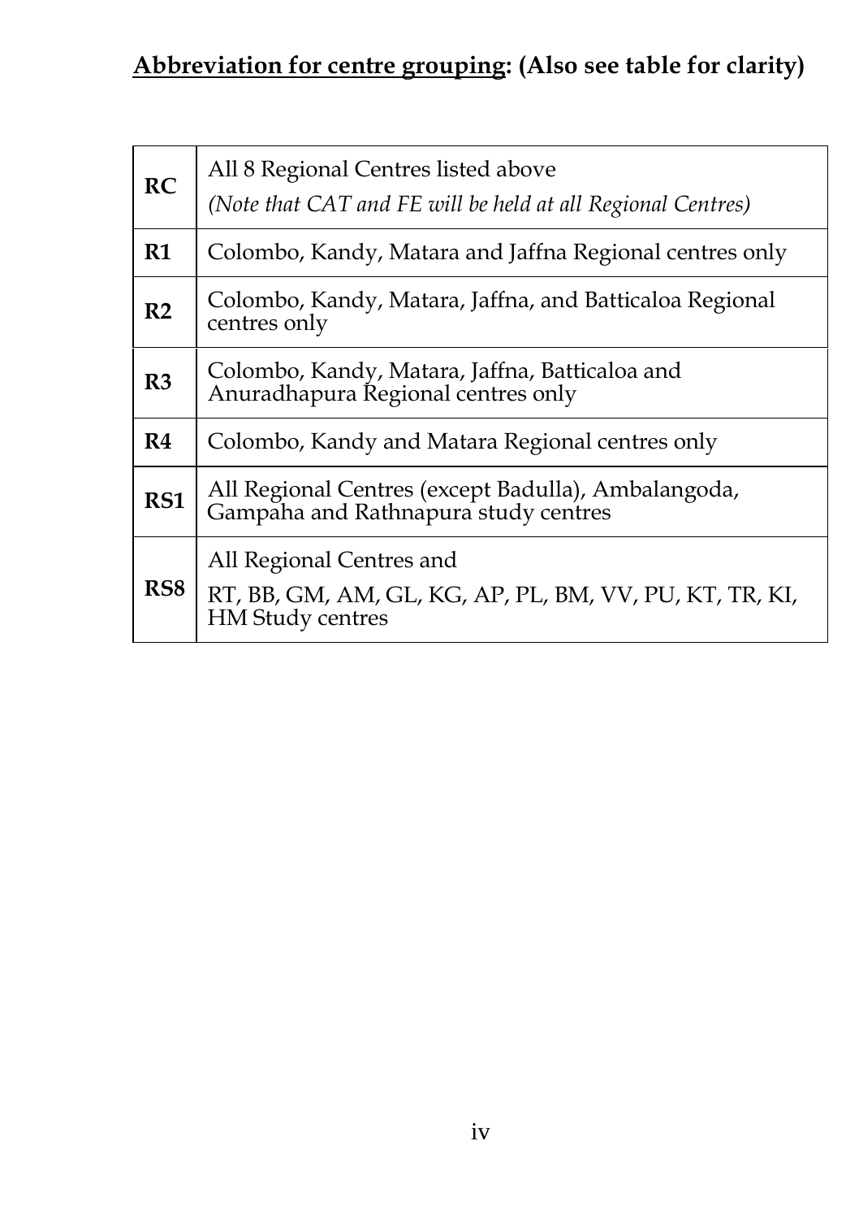**<u>Abbreviation for centre grouping</u>: (Also see table for clarity)**

| | |
|---|---|
| **RC** | All 8 Regional Centres listed above<br>*(Note that CAT and FE will be held at all Regional Centres)* |
| **R1** | Colombo, Kandy, Matara and Jaffna Regional centres only |
| **R2** | Colombo, Kandy, Matara, Jaffna, and Batticaloa Regional centres only |
| **R3** | Colombo, Kandy, Matara, Jaffna, Batticaloa and Anuradhapura Regional centres only |
| **R4** | Colombo, Kandy and Matara Regional centres only |
| **RS1** | All Regional Centres (except Badulla), Ambalangoda, Gampaha and Rathnapura study centres |
| **RS8** | All Regional Centres and<br>RT, BB, GM, AM, GL, KG, AP, PL, BM, VV, PU, KT, TR, KI, HM Study centres |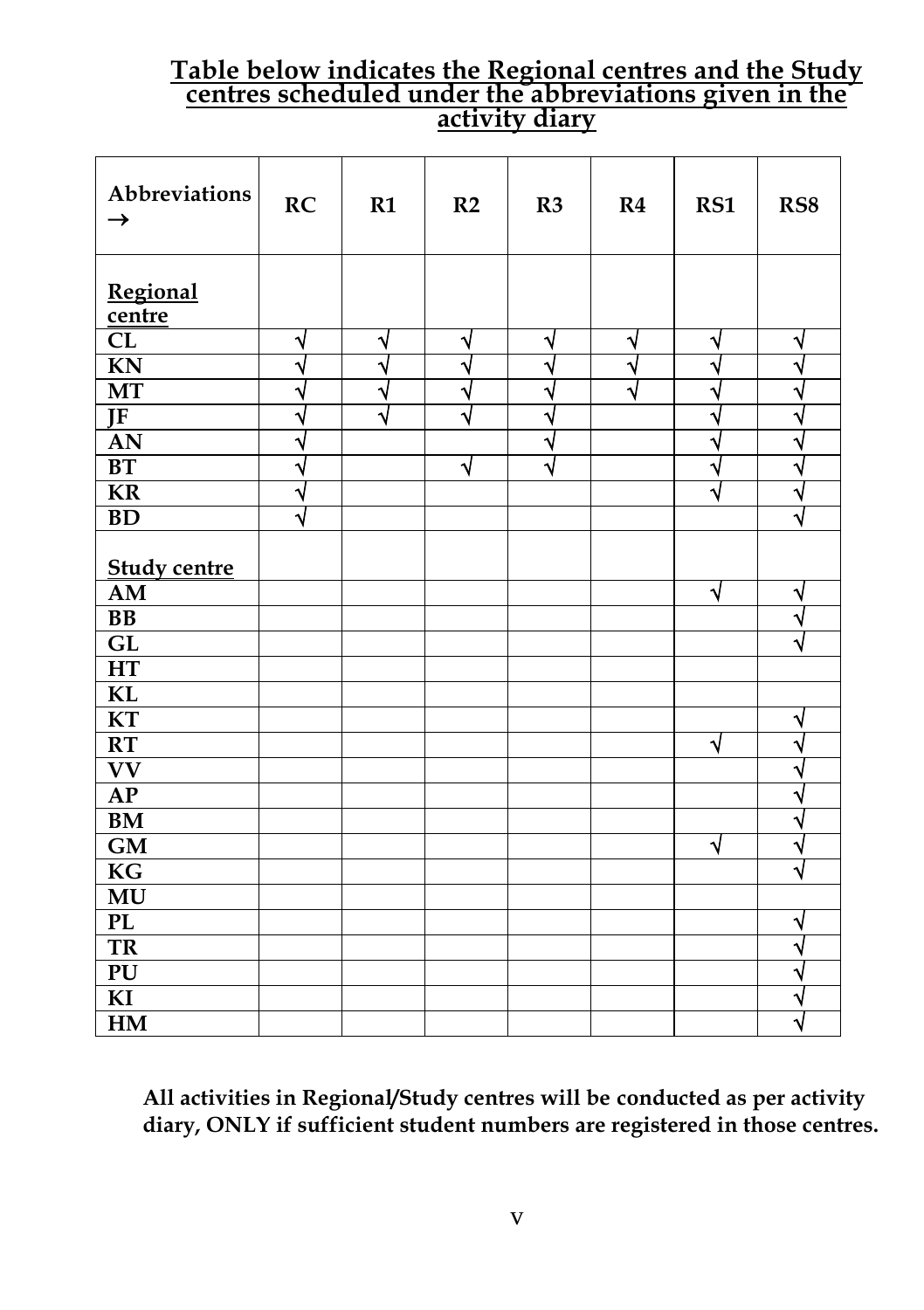## Table below indicates the Regional centres and the Study centres scheduled under the abbreviations given in the activity diary

| Abbreviations → | RC | R1 | R2 | R3 | R4 | RS1 | RS8 |
|---|---|---|---|---|---|---|---|
| **Regional centre** | | | | | | | |
| **CL** | √ | √ | √ | √ | √ | √ | √ |
| **KN** | √ | √ | √ | √ | √ | √ | √ |
| **MT** | √ | √ | √ | √ | √ | √ | √ |
| **JF** | √ | √ | √ | √ | | √ | √ |
| **AN** | √ | | | √ | | √ | √ |
| **BT** | √ | | √ | √ | | √ | √ |
| **KR** | √ | | | | | √ | √ |
| **BD** | √ | | | | | | √ |
| **Study centre** | | | | | | | |
| **AM** | | | | | | √ | √ |
| **BB** | | | | | | | √ |
| **GL** | | | | | | | √ |
| **HT** | | | | | | | |
| **KL** | | | | | | | |
| **KT** | | | | | | | √ |
| **RT** | | | | | | √ | √ |
| **VV** | | | | | | | √ |
| **AP** | | | | | | | √ |
| **BM** | | | | | | | √ |
| **GM** | | | | | | √ | √ |
| **KG** | | | | | | | √ |
| **MU** | | | | | | | |
| **PL** | | | | | | | √ |
| **TR** | | | | | | | √ |
| **PU** | | | | | | | √ |
| **KI** | | | | | | | √ |
| **HM** | | | | | | | √ |

**All activities in Regional/Study centres will be conducted as per activity diary, ONLY if sufficient student numbers are registered in those centres.**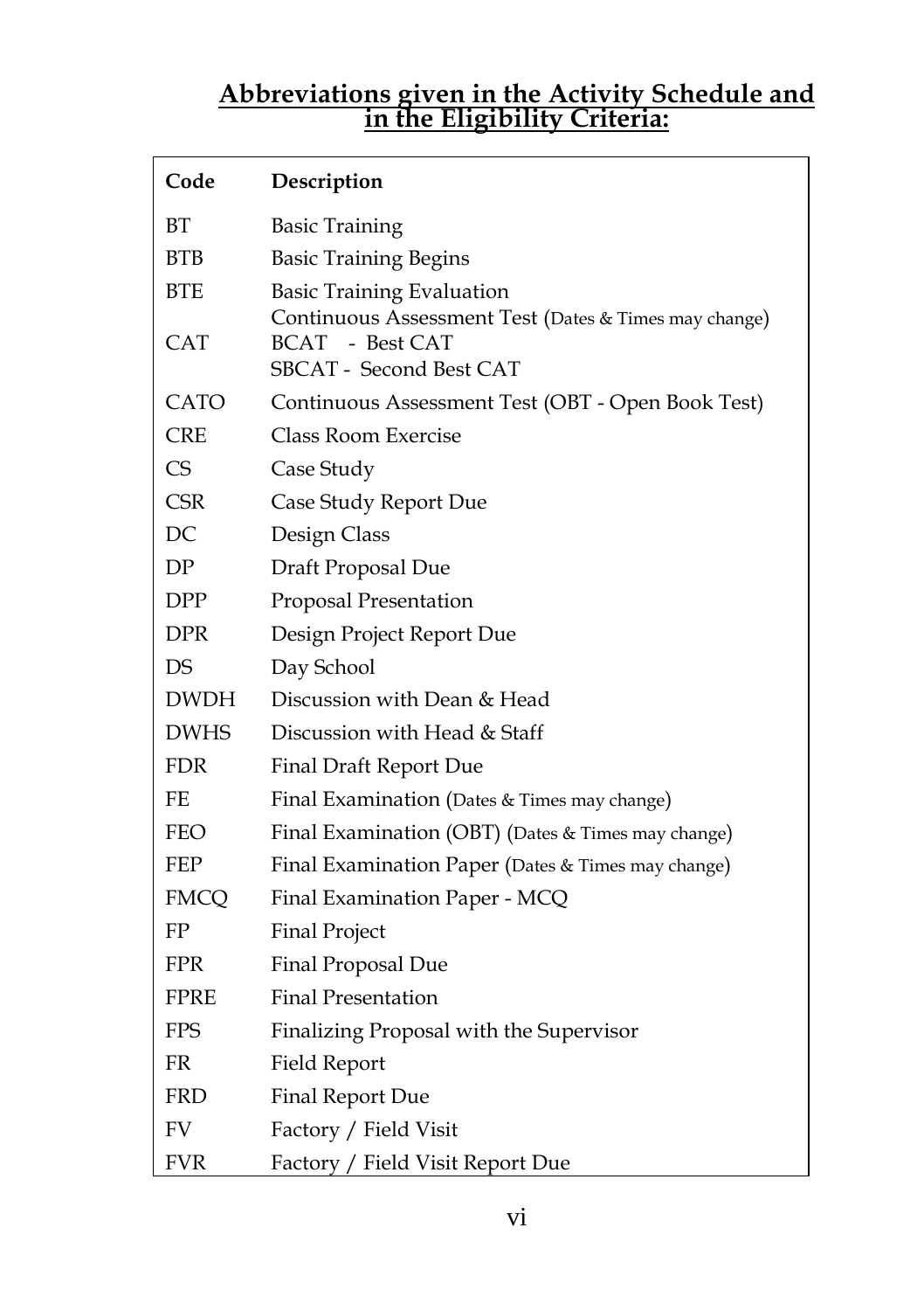## Abbreviations given in the Activity Schedule and in the Eligibility Criteria:

| Code | Description |
|---|---|
| BT | Basic Training |
| BTB | Basic Training Begins |
| BTE | Basic Training Evaluation |
| CAT | Continuous Assessment Test (Dates & Times may change)<br>BCAT - Best CAT<br>SBCAT - Second Best CAT |
| CATO | Continuous Assessment Test (OBT - Open Book Test) |
| CRE | Class Room Exercise |
| CS | Case Study |
| CSR | Case Study Report Due |
| DC | Design Class |
| DP | Draft Proposal Due |
| DPP | Proposal Presentation |
| DPR | Design Project Report Due |
| DS | Day School |
| DWDH | Discussion with Dean & Head |
| DWHS | Discussion with Head & Staff |
| FDR | Final Draft Report Due |
| FE | Final Examination (Dates & Times may change) |
| FEO | Final Examination (OBT) (Dates & Times may change) |
| FEP | Final Examination Paper (Dates & Times may change) |
| FMCQ | Final Examination Paper - MCQ |
| FP | Final Project |
| FPR | Final Proposal Due |
| FPRE | Final Presentation |
| FPS | Finalizing Proposal with the Supervisor |
| FR | Field Report |
| FRD | Final Report Due |
| FV | Factory / Field Visit |
| FVR | Factory / Field Visit Report Due |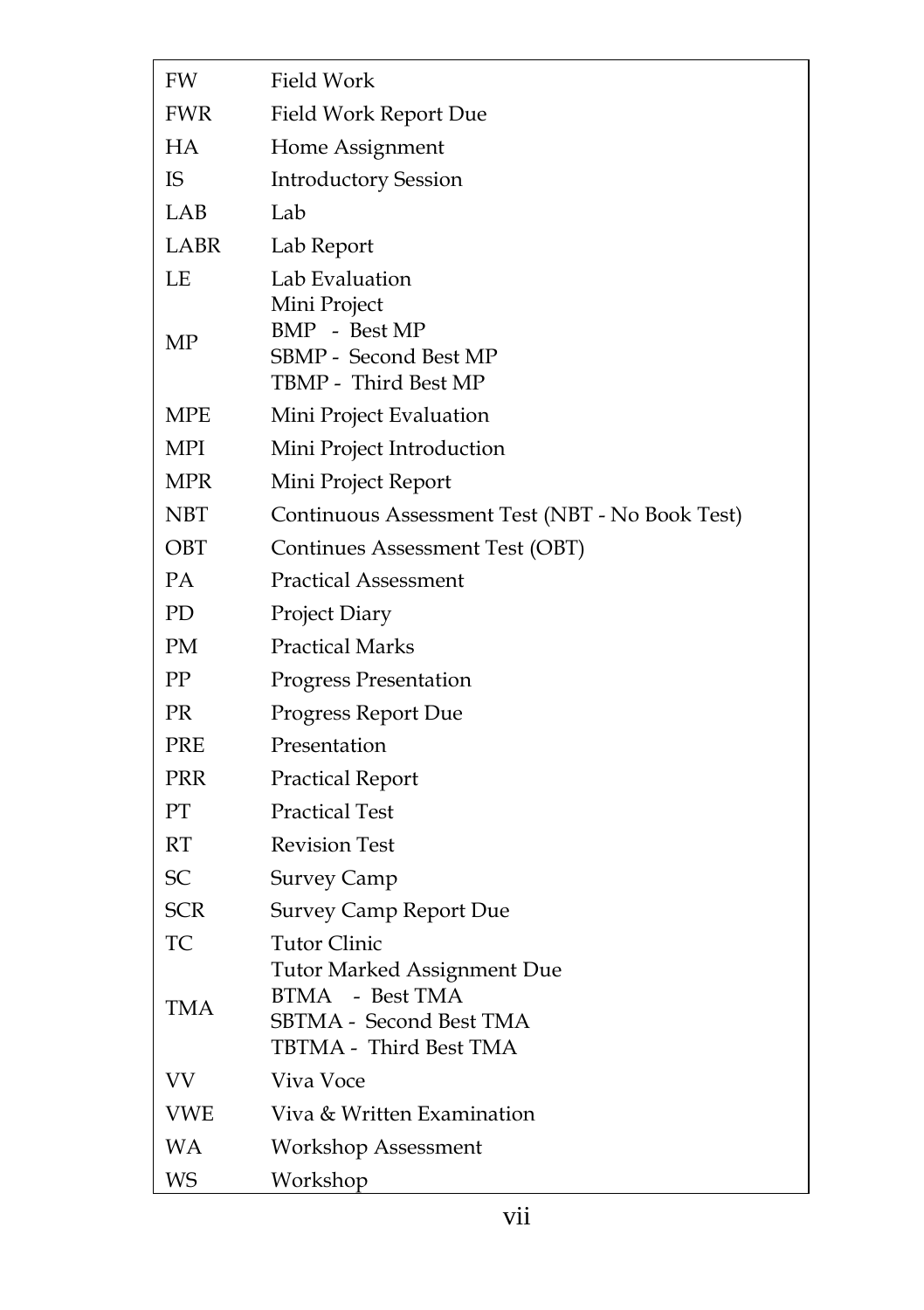| | |
|---|---|
| FW | Field Work |
| FWR | Field Work Report Due |
| HA | Home Assignment |
| IS | Introductory Session |
| LAB | Lab |
| LABR | Lab Report |
| LE | Lab Evaluation |
| MP | Mini Project<br>BMP - Best MP<br>SBMP - Second Best MP<br>TBMP - Third Best MP |
| MPE | Mini Project Evaluation |
| MPI | Mini Project Introduction |
| MPR | Mini Project Report |
| NBT | Continuous Assessment Test (NBT - No Book Test) |
| OBT | Continues Assessment Test (OBT) |
| PA | Practical Assessment |
| PD | Project Diary |
| PM | Practical Marks |
| PP | Progress Presentation |
| PR | Progress Report Due |
| PRE | Presentation |
| PRR | Practical Report |
| PT | Practical Test |
| RT | Revision Test |
| SC | Survey Camp |
| SCR | Survey Camp Report Due |
| TC | Tutor Clinic |
| TMA | Tutor Marked Assignment Due<br>BTMA - Best TMA<br>SBTMA - Second Best TMA<br>TBTMA - Third Best TMA |
| VV | Viva Voce |
| VWE | Viva & Written Examination |
| WA | Workshop Assessment |
| WS | Workshop |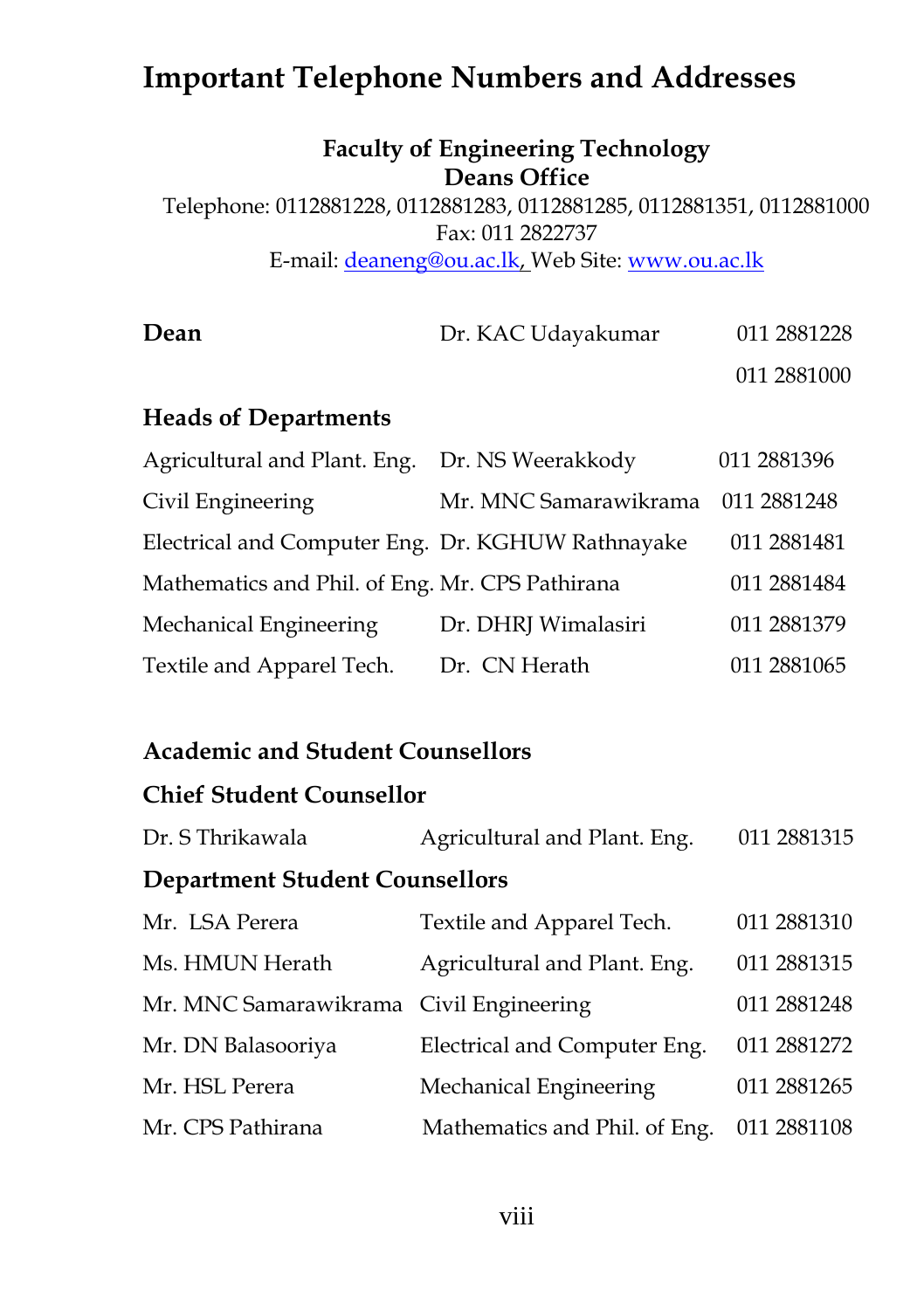# Important Telephone Numbers and Addresses

**Faculty of Engineering Technology**
**Deans Office**

Telephone: 0112881228, 0112881283, 0112881285, 0112881351, 0112881000
Fax: 011 2822737
E-mail: deaneng@ou.ac.lk, Web Site: www.ou.ac.lk

| **Dean** | Dr. KAC Udayakumar | 011 2881228 |
|---|---|---|
| | | 011 2881000 |

**Heads of Departments**

| | | |
|---|---|---|
| Agricultural and Plant. Eng. | Dr. NS Weerakkody | 011 2881396 |
| Civil Engineering | Mr. MNC Samarawikrama | 011 2881248 |
| Electrical and Computer Eng. | Dr. KGHUW Rathnayake | 011 2881481 |
| Mathematics and Phil. of Eng. | Mr. CPS Pathirana | 011 2881484 |
| Mechanical Engineering | Dr. DHRJ Wimalasiri | 011 2881379 |
| Textile and Apparel Tech. | Dr. CN Herath | 011 2881065 |

**Academic and Student Counsellors**

**Chief Student Counsellor**

| | | |
|---|---|---|
| Dr. S Thrikawala | Agricultural and Plant. Eng. | 011 2881315 |

**Department Student Counsellors**

| | | |
|---|---|---|
| Mr. LSA Perera | Textile and Apparel Tech. | 011 2881310 |
| Ms. HMUN Herath | Agricultural and Plant. Eng. | 011 2881315 |
| Mr. MNC Samarawikrama | Civil Engineering | 011 2881248 |
| Mr. DN Balasooriya | Electrical and Computer Eng. | 011 2881272 |
| Mr. HSL Perera | Mechanical Engineering | 011 2881265 |
| Mr. CPS Pathirana | Mathematics and Phil. of Eng. | 011 2881108 |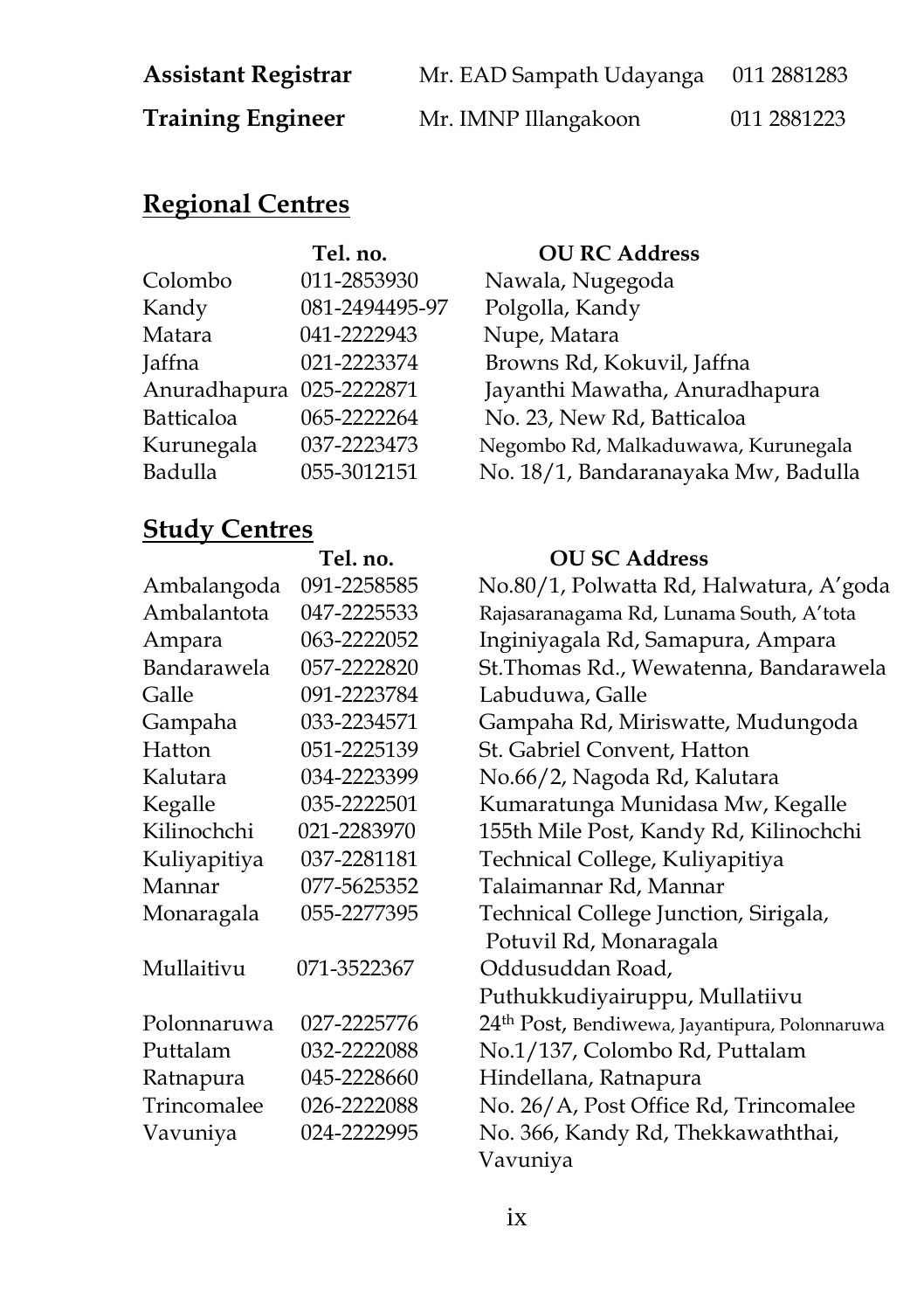| | | |
|---|---|---|
| **Assistant Registrar** | Mr. EAD Sampath Udayanga | 011 2881283 |
| **Training Engineer** | Mr. IMNP Illangakoon | 011 2881223 |

## Regional Centres

| | Tel. no. | OU RC Address |
|---|---|---|
| Colombo | 011-2853930 | Nawala, Nugegoda |
| Kandy | 081-2494495-97 | Polgolla, Kandy |
| Matara | 041-2222943 | Nupe, Matara |
| Jaffna | 021-2223374 | Browns Rd, Kokuvil, Jaffna |
| Anuradhapura | 025-2222871 | Jayanthi Mawatha, Anuradhapura |
| Batticaloa | 065-2222264 | No. 23, New Rd, Batticaloa |
| Kurunegala | 037-2223473 | Negombo Rd, Malkaduwawa, Kurunegala |
| Badulla | 055-3012151 | No. 18/1, Bandaranayaka Mw, Badulla |

## Study Centres

| | Tel. no. | OU SC Address |
|---|---|---|
| Ambalangoda | 091-2258585 | No.80/1, Polwatta Rd, Halwatura, A'goda |
| Ambalantota | 047-2225533 | Rajasaranagama Rd, Lunama South, A'tota |
| Ampara | 063-2222052 | Inginiyagala Rd, Samapura, Ampara |
| Bandarawela | 057-2222820 | St.Thomas Rd., Wewatenna, Bandarawela |
| Galle | 091-2223784 | Labuduwa, Galle |
| Gampaha | 033-2234571 | Gampaha Rd, Miriswatte, Mudungoda |
| Hatton | 051-2225139 | St. Gabriel Convent, Hatton |
| Kalutara | 034-2223399 | No.66/2, Nagoda Rd, Kalutara |
| Kegalle | 035-2222501 | Kumaratunga Munidasa Mw, Kegalle |
| Kilinochchi | 021-2283970 | 155th Mile Post, Kandy Rd, Kilinochchi |
| Kuliyapitiya | 037-2281181 | Technical College, Kuliyapitiya |
| Mannar | 077-5625352 | Talaimannar Rd, Mannar |
| Monaragala | 055-2277395 | Technical College Junction, Sirigala, Potuvil Rd, Monaragala |
| Mullaitivu | 071-3522367 | Oddusuddan Road, Puthukkudiyairuppu, Mullatiivu |
| Polonnaruwa | 027-2225776 | 24th Post, Bendiwewa, Jayantipura, Polonnaruwa |
| Puttalam | 032-2222088 | No.1/137, Colombo Rd, Puttalam |
| Ratnapura | 045-2228660 | Hindellana, Ratnapura |
| Trincomalee | 026-2222088 | No. 26/A, Post Office Rd, Trincomalee |
| Vavuniya | 024-2222995 | No. 366, Kandy Rd, Thekkawaththai, Vavuniya |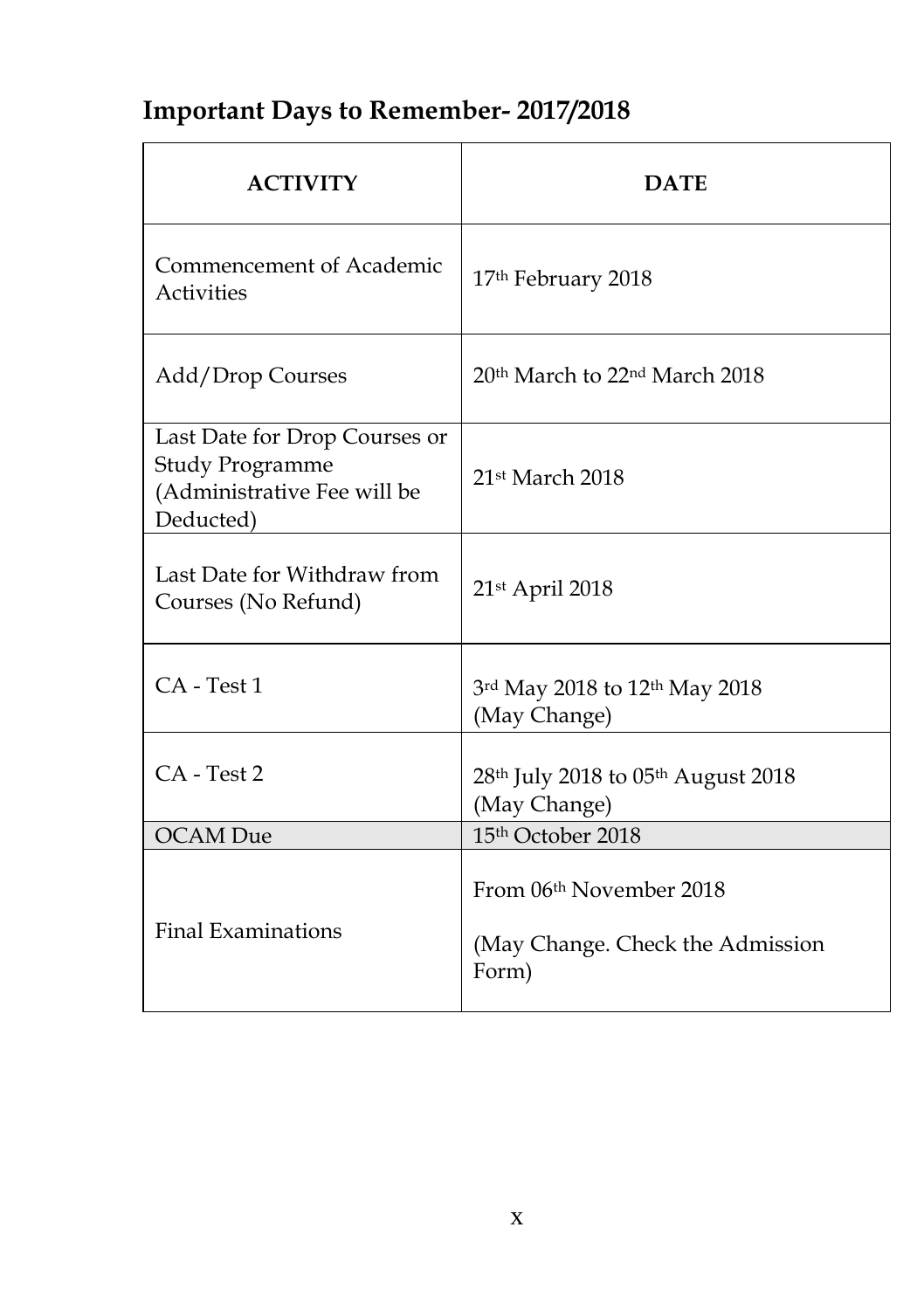## Important Days to Remember- 2017/2018

| ACTIVITY | DATE |
|---|---|
| Commencement of Academic Activities | 17th February 2018 |
| Add/Drop Courses | 20th March to 22nd March 2018 |
| Last Date for Drop Courses or Study Programme (Administrative Fee will be Deducted) | 21st March 2018 |
| Last Date for Withdraw from Courses (No Refund) | 21st April 2018 |
| CA - Test 1 | 3rd May 2018 to 12th May 2018 (May Change) |
| CA - Test 2 | 28th July 2018 to 05th August 2018 (May Change) |
| OCAM Due | 15th October 2018 |
| Final Examinations | From 06th November 2018<br><br>(May Change. Check the Admission Form) |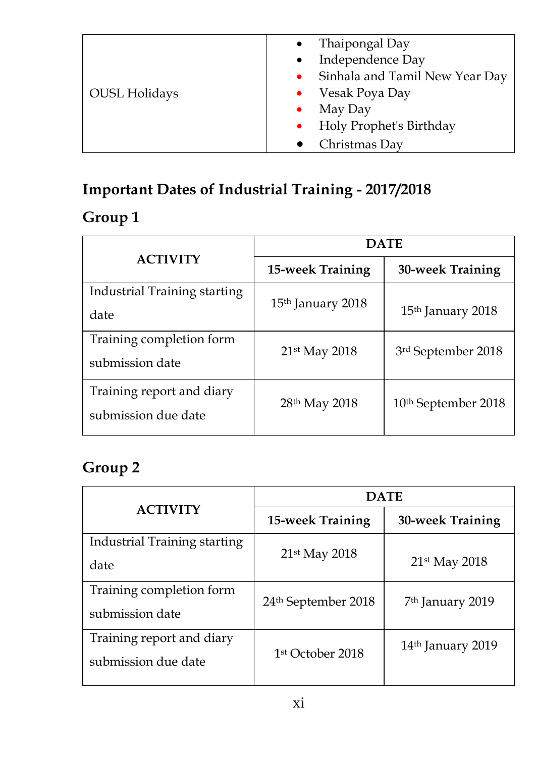| OUSL Holidays | • Thaipongal Day<br>• Independence Day<br>• Sinhala and Tamil New Year Day<br>• Vesak Poya Day<br>• May Day<br>• Holy Prophet's Birthday<br>• Christmas Day |
|---|---|

## Important Dates of Industrial Training - 2017/2018

### Group 1

| ACTIVITY | DATE | |
|---|---|---|
| | 15-week Training | 30-week Training |
| Industrial Training starting date | 15th January 2018 | 15th January 2018 |
| Training completion form submission date | 21st May 2018 | 3rd September 2018 |
| Training report and diary submission due date | 28th May 2018 | 10th September 2018 |

### Group 2

| ACTIVITY | DATE | |
|---|---|---|
| | 15-week Training | 30-week Training |
| Industrial Training starting date | 21st May 2018 | 21st May 2018 |
| Training completion form submission date | 24th September 2018 | 7th January 2019 |
| Training report and diary submission due date | 1st October 2018 | 14th January 2019 |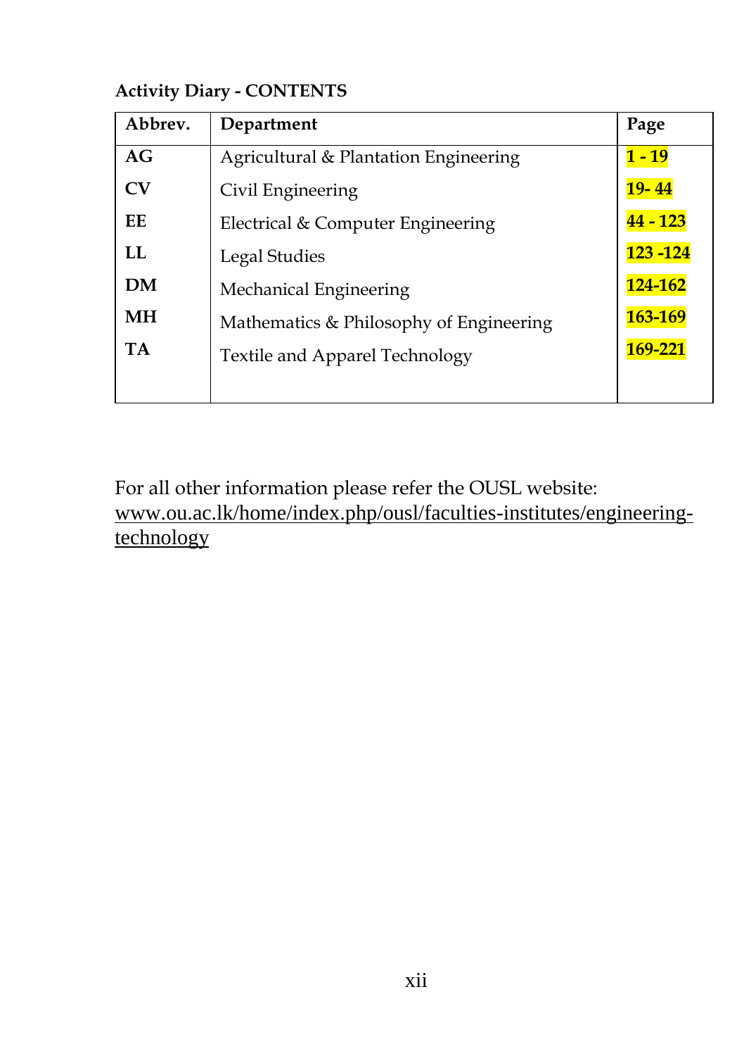**Activity Diary - CONTENTS**

| Abbrev. | Department | Page |
|---|---|---|
| **AG** | Agricultural & Plantation Engineering | **1 - 19** |
| **CV** | Civil Engineering | **19- 44** |
| **EE** | Electrical & Computer Engineering | **44 - 123** |
| **LL** | Legal Studies | **123 -124** |
| **DM** | Mechanical Engineering | **124-162** |
| **MH** | Mathematics & Philosophy of Engineering | **163-169** |
| **TA** | Textile and Apparel Technology | **169-221** |

For all other information please refer the OUSL website:
www.ou.ac.lk/home/index.php/ousl/faculties-institutes/engineering-technology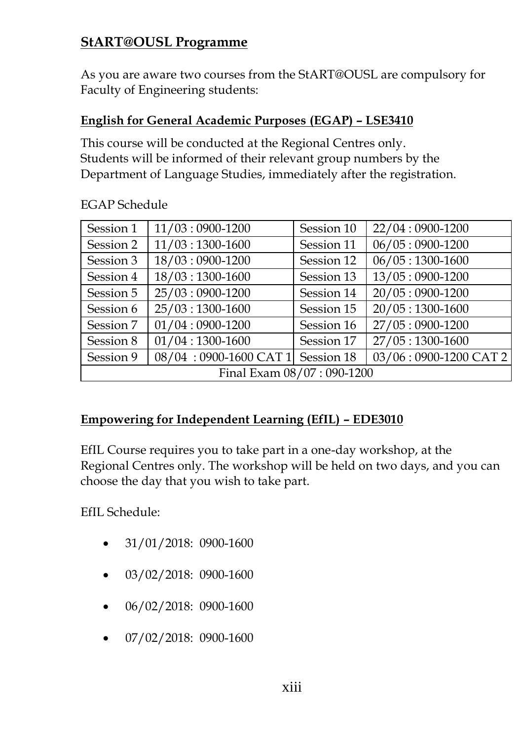## StART@OUSL Programme

As you are aware two courses from the StART@OUSL are compulsory for Faculty of Engineering students:

### English for General Academic Purposes (EGAP) – LSE3410

This course will be conducted at the Regional Centres only.
Students will be informed of their relevant group numbers by the Department of Language Studies, immediately after the registration.

EGAP Schedule

| Session 1 | 11/03 : 0900-1200 | Session 10 | 22/04 : 0900-1200 |
|---|---|---|---|
| Session 2 | 11/03 : 1300-1600 | Session 11 | 06/05 : 0900-1200 |
| Session 3 | 18/03 : 0900-1200 | Session 12 | 06/05 : 1300-1600 |
| Session 4 | 18/03 : 1300-1600 | Session 13 | 13/05 : 0900-1200 |
| Session 5 | 25/03 : 0900-1200 | Session 14 | 20/05 : 0900-1200 |
| Session 6 | 25/03 : 1300-1600 | Session 15 | 20/05 : 1300-1600 |
| Session 7 | 01/04 : 0900-1200 | Session 16 | 27/05 : 0900-1200 |
| Session 8 | 01/04 : 1300-1600 | Session 17 | 27/05 : 1300-1600 |
| Session 9 | 08/04 : 0900-1600 CAT 1 | Session 18 | 03/06 : 0900-1200 CAT 2 |
| Final Exam 08/07 : 090-1200 | | | |

### Empowering for Independent Learning (EfIL) – EDE3010

EfIL Course requires you to take part in a one-day workshop, at the Regional Centres only. The workshop will be held on two days, and you can choose the day that you wish to take part.

EfIL Schedule:

- 31/01/2018: 0900-1600
- 03/02/2018: 0900-1600
- 06/02/2018: 0900-1600
- 07/02/2018: 0900-1600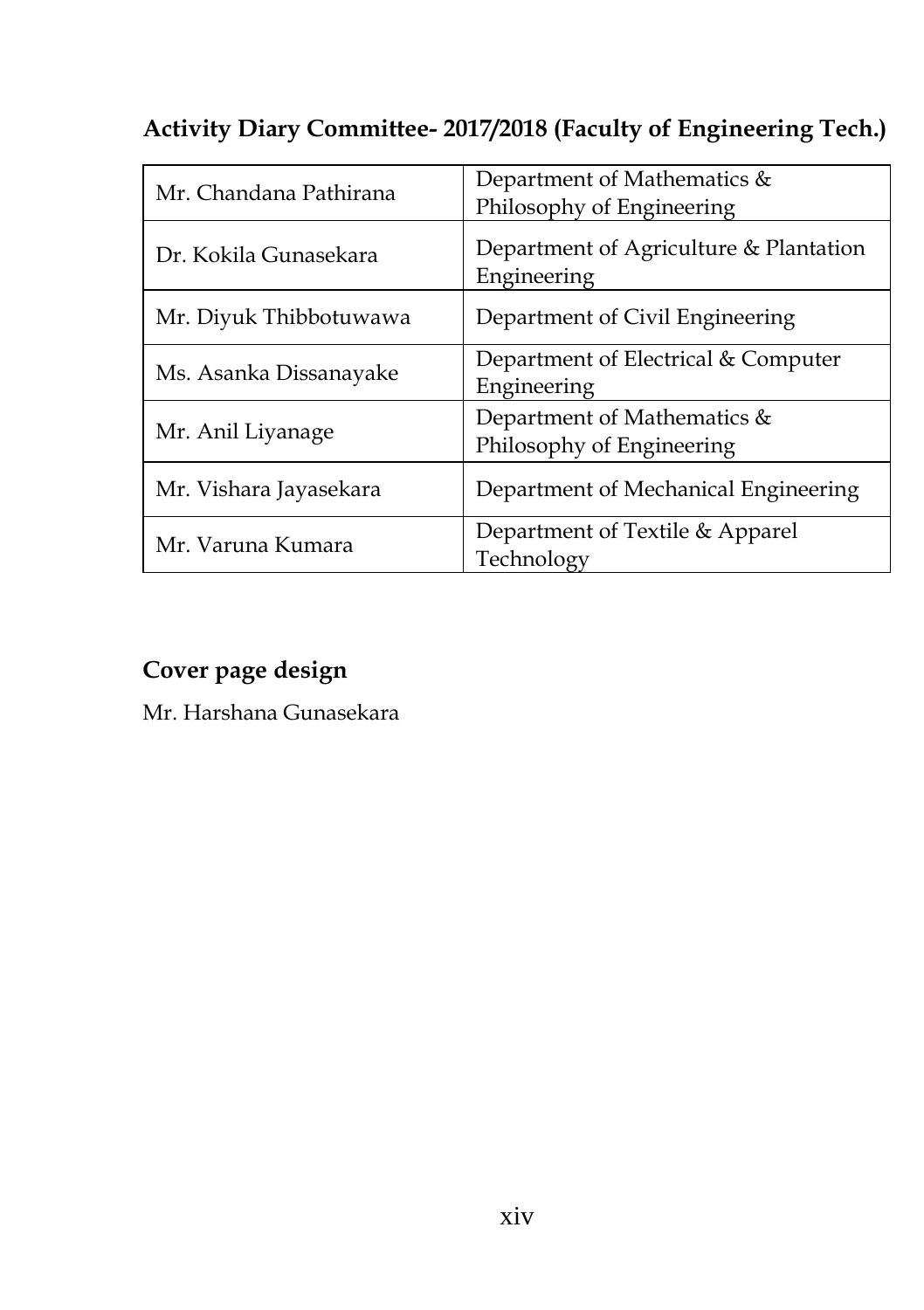## Activity Diary Committee- 2017/2018 (Faculty of Engineering Tech.)

| | |
|---|---|
| Mr. Chandana Pathirana | Department of Mathematics & Philosophy of Engineering |
| Dr. Kokila Gunasekara | Department of Agriculture & Plantation Engineering |
| Mr. Diyuk Thibbotuwawa | Department of Civil Engineering |
| Ms. Asanka Dissanayake | Department of Electrical & Computer Engineering |
| Mr. Anil Liyanage | Department of Mathematics & Philosophy of Engineering |
| Mr. Vishara Jayasekara | Department of Mechanical Engineering |
| Mr. Varuna Kumara | Department of Textile & Apparel Technology |

## Cover page design

Mr. Harshana Gunasekara